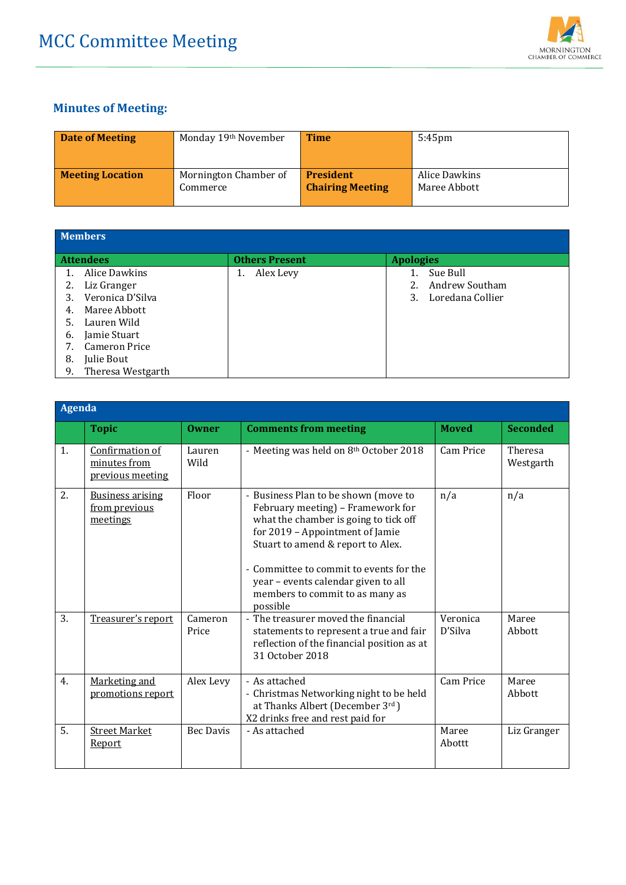# MCC Committee Meeting

MORNINGTON CHAMBER OF COMMERCE

## Minutes of Meeting:

| Date of Meeting | Monday 19th November | Time | 5:45pm |
|---|---|---|---|
| Meeting Location | Mornington Chamber of Commerce | President Chairing Meeting | Alice Dawkins<br>Maree Abbott |

| Members | | |
|---|---|---|
| **Attendees** | **Others Present** | **Apologies** |
| 1. Alice Dawkins<br>2. Liz Granger<br>3. Veronica D'Silva<br>4. Maree Abbott<br>5. Lauren Wild<br>6. Jamie Stuart<br>7. Cameron Price<br>8. Julie Bout<br>9. Theresa Westgarth | 1. Alex Levy | 1. Sue Bull<br>2. Andrew Southam<br>3. Loredana Collier |

| Agenda | | | | | |
|---|---|---|---|---|---|
| | **Topic** | **Owner** | **Comments from meeting** | **Moved** | **Seconded** |
| 1. | Confirmation of minutes from previous meeting | Lauren Wild | - Meeting was held on 8th October 2018 | Cam Price | Theresa Westgarth |
| 2. | Business arising from previous meetings | Floor | - Business Plan to be shown (move to February meeting) – Framework for what the chamber is going to tick off for 2019 – Appointment of Jamie Stuart to amend & report to Alex.<br><br>- Committee to commit to events for the year – events calendar given to all members to commit to as many as possible | n/a | n/a |
| 3. | Treasurer's report | Cameron Price | - The treasurer moved the financial statements to represent a true and fair reflection of the financial position as at 31 October 2018 | Veronica D'Silva | Maree Abbott |
| 4. | Marketing and promotions report | Alex Levy | - As attached<br>- Christmas Networking night to be held at Thanks Albert (December 3rd )<br>X2 drinks free and rest paid for | Cam Price | Maree Abbott |
| 5. | Street Market Report | Bec Davis | - As attached | Maree Abottt | Liz Granger |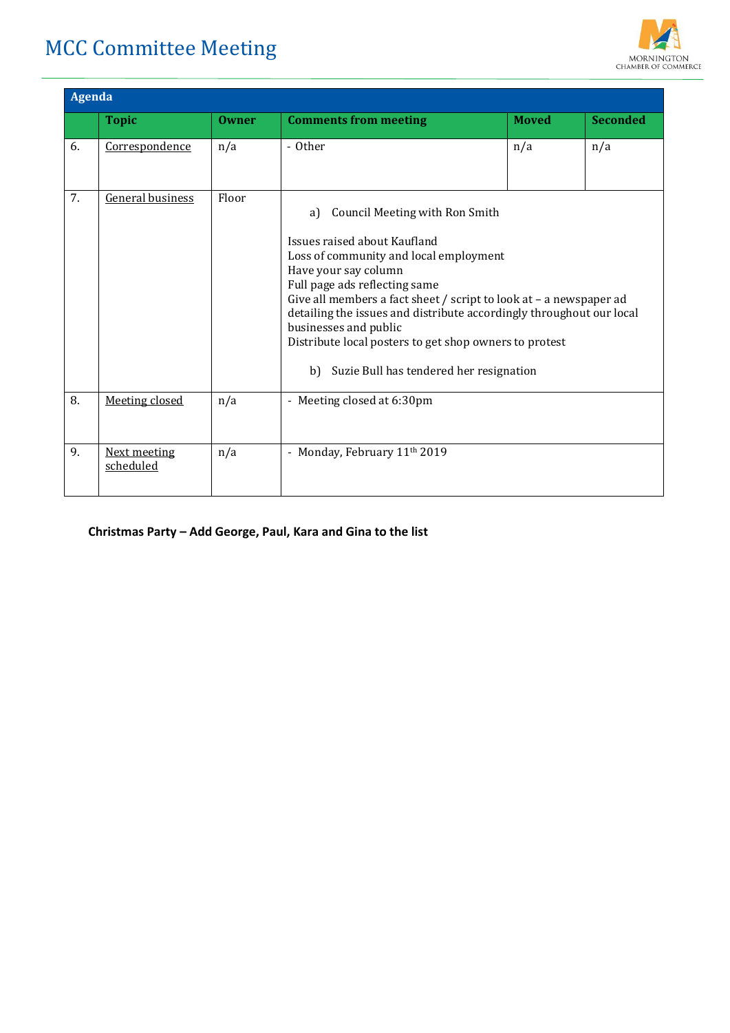# MCC Committee Meeting

| Agenda | | | | | |
|---|---|---|---|---|---|
| | **Topic** | **Owner** | **Comments from meeting** | **Moved** | **Seconded** |
| 6. | Correspondence | n/a | - Other | n/a | n/a |
| 7. | General business | Floor | a) Council Meeting with Ron Smith<br><br>Issues raised about Kaufland<br>Loss of community and local employment<br>Have your say column<br>Full page ads reflecting same<br>Give all members a fact sheet / script to look at – a newspaper ad detailing the issues and distribute accordingly throughout our local businesses and public<br>Distribute local posters to get shop owners to protest<br><br>b) Suzie Bull has tendered her resignation | | |
| 8. | Meeting closed | n/a | - Meeting closed at 6:30pm | | |
| 9. | Next meeting scheduled | n/a | - Monday, February 11th 2019 | | |

**Christmas Party – Add George, Paul, Kara and Gina to the list**